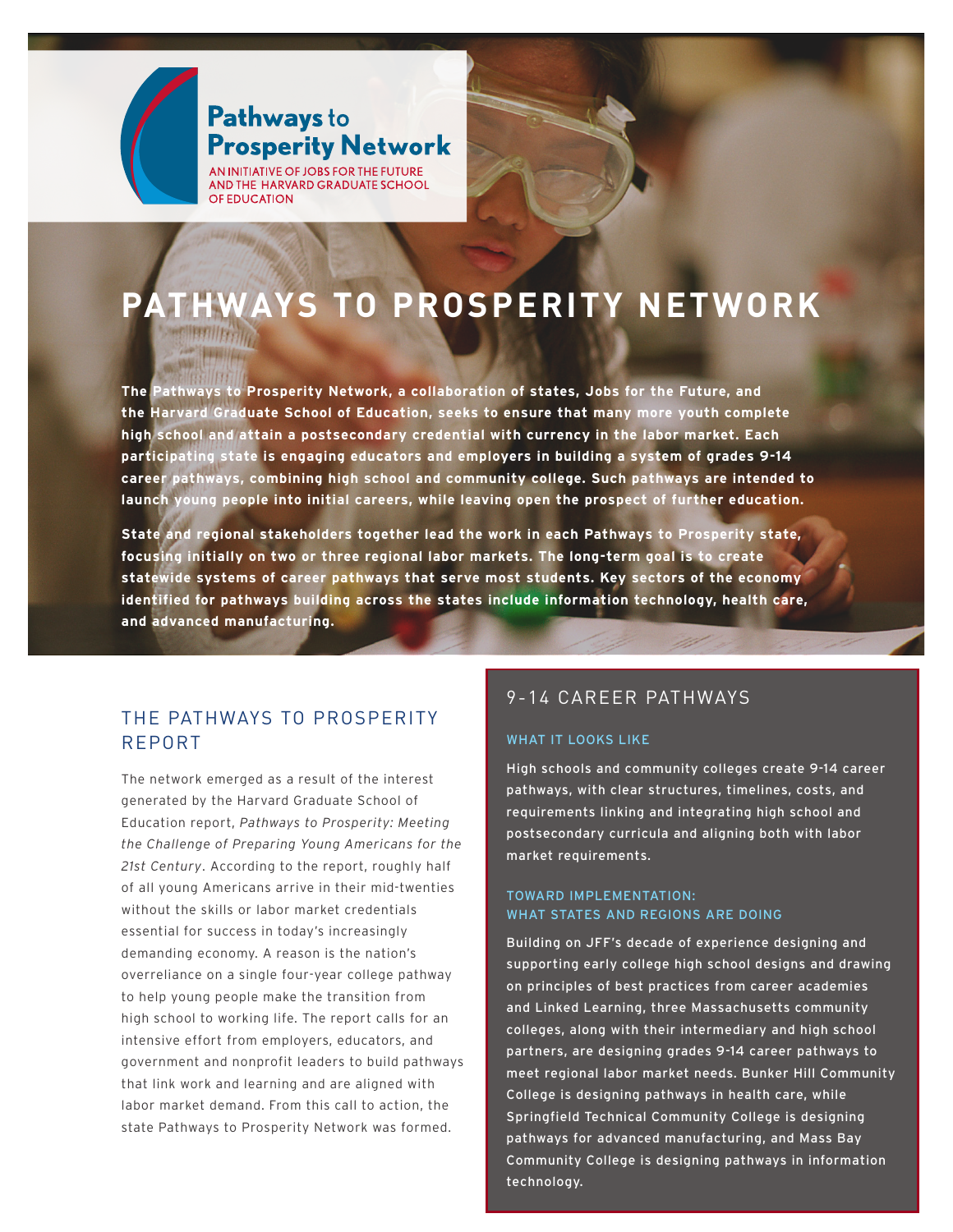Pathways to Prosperity Network

AN INITIATIVE OF JOBS FOR THE FUTURE AND THE HARVARD GRADUATE SCHOOL OF EDUCATION

# PATHWAYS TO PROSPERITY NETWORK

**The Pathways to Prosperity Network, a collaboration of states, Jobs for the Future, and the Harvard Graduate School of Education, seeks to ensure that many more youth complete high school and attain a postsecondary credential with currency in the labor market. Each participating state is engaging educators and employers in building a system of grades 9-14 career pathways, combining high school and community college. Such pathways are intended to launch young people into initial careers, while leaving open the prospect of further education.**

**State and regional stakeholders together lead the work in each Pathways to Prosperity state, focusing initially on two or three regional labor markets. The long-term goal is to create statewide systems of career pathways that serve most students. Key sectors of the economy identified for pathways building across the states include information technology, health care, and advanced manufacturing.**

## THE PATHWAYS TO PROSPERITY REPORT

The network emerged as a result of the interest generated by the Harvard Graduate School of Education report, *Pathways to Prosperity: Meeting the Challenge of Preparing Young Americans for the 21st Century*. According to the report, roughly half of all young Americans arrive in their mid-twenties without the skills or labor market credentials essential for success in today's increasingly demanding economy. A reason is the nation's overreliance on a single four-year college pathway to help young people make the transition from high school to working life. The report calls for an intensive effort from employers, educators, and government and nonprofit leaders to build pathways that link work and learning and are aligned with labor market demand. From this call to action, the state Pathways to Prosperity Network was formed.

## 9-14 CAREER PATHWAYS

### WHAT IT LOOKS LIKE

High schools and community colleges create 9-14 career pathways, with clear structures, timelines, costs, and requirements linking and integrating high school and postsecondary curricula and aligning both with labor market requirements.

### TOWARD IMPLEMENTATION: WHAT STATES AND REGIONS ARE DOING

Building on JFF's decade of experience designing and supporting early college high school designs and drawing on principles of best practices from career academies and Linked Learning, three Massachusetts community colleges, along with their intermediary and high school partners, are designing grades 9-14 career pathways to meet regional labor market needs. Bunker Hill Community College is designing pathways in health care, while Springfield Technical Community College is designing pathways for advanced manufacturing, and Mass Bay Community College is designing pathways in information technology.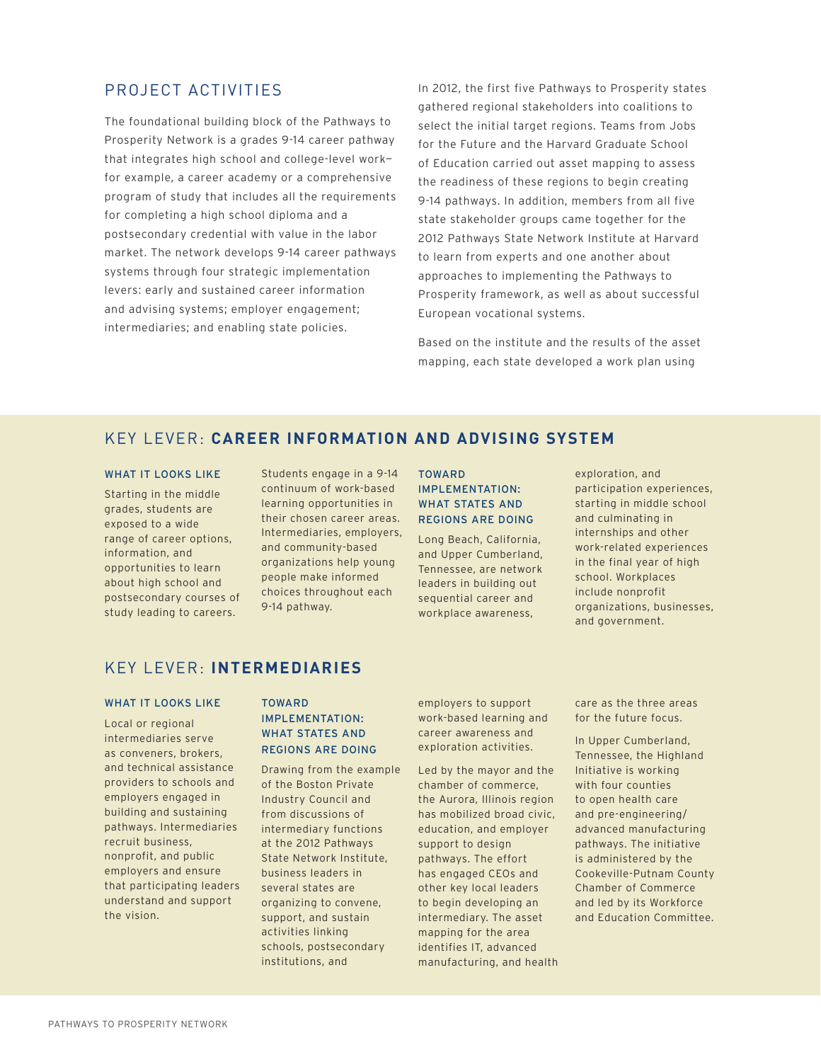## PROJECT ACTIVITIES

The foundational building block of the Pathways to Prosperity Network is a grades 9-14 career pathway that integrates high school and college-level work—for example, a career academy or a comprehensive program of study that includes all the requirements for completing a high school diploma and a postsecondary credential with value in the labor market. The network develops 9-14 career pathways systems through four strategic implementation levers: early and sustained career information and advising systems; employer engagement; intermediaries; and enabling state policies.

In 2012, the first five Pathways to Prosperity states gathered regional stakeholders into coalitions to select the initial target regions. Teams from Jobs for the Future and the Harvard Graduate School of Education carried out asset mapping to assess the readiness of these regions to begin creating 9-14 pathways. In addition, members from all five state stakeholder groups came together for the 2012 Pathways State Network Institute at Harvard to learn from experts and one another about approaches to implementing the Pathways to Prosperity framework, as well as about successful European vocational systems.

Based on the institute and the results of the asset mapping, each state developed a work plan using

## KEY LEVER: **CAREER INFORMATION AND ADVISING SYSTEM**

### WHAT IT LOOKS LIKE

Starting in the middle grades, students are exposed to a wide range of career options, information, and opportunities to learn about high school and postsecondary courses of study leading to careers.

Students engage in a 9-14 continuum of work-based learning opportunities in their chosen career areas. Intermediaries, employers, and community-based organizations help young people make informed choices throughout each 9-14 pathway.

### TOWARD IMPLEMENTATION: WHAT STATES AND REGIONS ARE DOING

Long Beach, California, and Upper Cumberland, Tennessee, are network leaders in building out sequential career and workplace awareness, exploration, and participation experiences, starting in middle school and culminating in internships and other work-related experiences in the final year of high school. Workplaces include nonprofit organizations, businesses, and government.

## KEY LEVER: **INTERMEDIARIES**

### WHAT IT LOOKS LIKE

Local or regional intermediaries serve as conveners, brokers, and technical assistance providers to schools and employers engaged in building and sustaining pathways. Intermediaries recruit business, nonprofit, and public employers and ensure that participating leaders understand and support the vision.

### TOWARD IMPLEMENTATION: WHAT STATES AND REGIONS ARE DOING

Drawing from the example of the Boston Private Industry Council and from discussions of intermediary functions at the 2012 Pathways State Network Institute, business leaders in several states are organizing to convene, support, and sustain activities linking schools, postsecondary institutions, and employers to support work-based learning and career awareness and exploration activities.

Led by the mayor and the chamber of commerce, the Aurora, Illinois region has mobilized broad civic, education, and employer support to design pathways. The effort has engaged CEOs and other key local leaders to begin developing an intermediary. The asset mapping for the area identifies IT, advanced manufacturing, and health care as the three areas for the future focus.

In Upper Cumberland, Tennessee, the Highland Initiative is working with four counties to open health care and pre-engineering/advanced manufacturing pathways. The initiative is administered by the Cookeville-Putnam County Chamber of Commerce and led by its Workforce and Education Committee.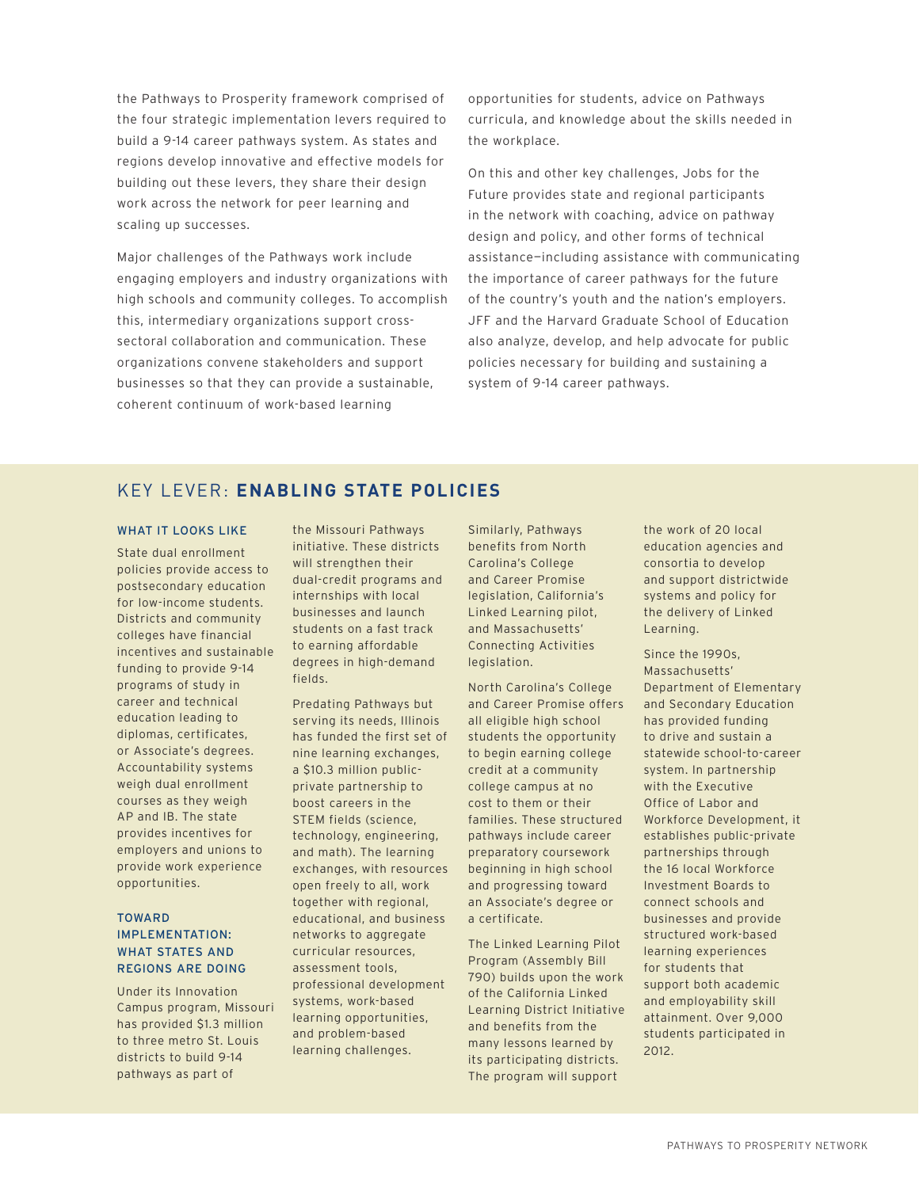the Pathways to Prosperity framework comprised of the four strategic implementation levers required to build a 9-14 career pathways system. As states and regions develop innovative and effective models for building out these levers, they share their design work across the network for peer learning and scaling up successes.

Major challenges of the Pathways work include engaging employers and industry organizations with high schools and community colleges. To accomplish this, intermediary organizations support cross-sectoral collaboration and communication. These organizations convene stakeholders and support businesses so that they can provide a sustainable, coherent continuum of work-based learning opportunities for students, advice on Pathways curricula, and knowledge about the skills needed in the workplace.

On this and other key challenges, Jobs for the Future provides state and regional participants in the network with coaching, advice on pathway design and policy, and other forms of technical assistance—including assistance with communicating the importance of career pathways for the future of the country's youth and the nation's employers. JFF and the Harvard Graduate School of Education also analyze, develop, and help advocate for public policies necessary for building and sustaining a system of 9-14 career pathways.

## KEY LEVER: **ENABLING STATE POLICIES**

### WHAT IT LOOKS LIKE

State dual enrollment policies provide access to postsecondary education for low-income students. Districts and community colleges have financial incentives and sustainable funding to provide 9-14 programs of study in career and technical education leading to diplomas, certificates, or Associate's degrees. Accountability systems weigh dual enrollment courses as they weigh AP and IB. The state provides incentives for employers and unions to provide work experience opportunities.

### TOWARD IMPLEMENTATION: WHAT STATES AND REGIONS ARE DOING

Under its Innovation Campus program, Missouri has provided $1.3 million to three metro St. Louis districts to build 9-14 pathways as part of the Missouri Pathways initiative. These districts will strengthen their dual-credit programs and internships with local businesses and launch students on a fast track to earning affordable degrees in high-demand fields.

Predating Pathways but serving its needs, Illinois has funded the first set of nine learning exchanges, a $10.3 million public-private partnership to boost careers in the STEM fields (science, technology, engineering, and math). The learning exchanges, with resources open freely to all, work together with regional, educational, and business networks to aggregate curricular resources, assessment tools, professional development systems, work-based learning opportunities, and problem-based learning challenges.

Similarly, Pathways benefits from North Carolina's College and Career Promise legislation, California's Linked Learning pilot, and Massachusetts' Connecting Activities legislation.

North Carolina's College and Career Promise offers all eligible high school students the opportunity to begin earning college credit at a community college campus at no cost to them or their families. These structured pathways include career preparatory coursework beginning in high school and progressing toward an Associate's degree or a certificate.

The Linked Learning Pilot Program (Assembly Bill 790) builds upon the work of the California Linked Learning District Initiative and benefits from the many lessons learned by its participating districts. The program will support the work of 20 local education agencies and consortia to develop and support districtwide systems and policy for the delivery of Linked Learning.

Since the 1990s, Massachusetts' Department of Elementary and Secondary Education has provided funding to drive and sustain a statewide school-to-career system. In partnership with the Executive Office of Labor and Workforce Development, it establishes public-private partnerships through the 16 local Workforce Investment Boards to connect schools and businesses and provide structured work-based learning experiences for students that support both academic and employability skill attainment. Over 9,000 students participated in 2012.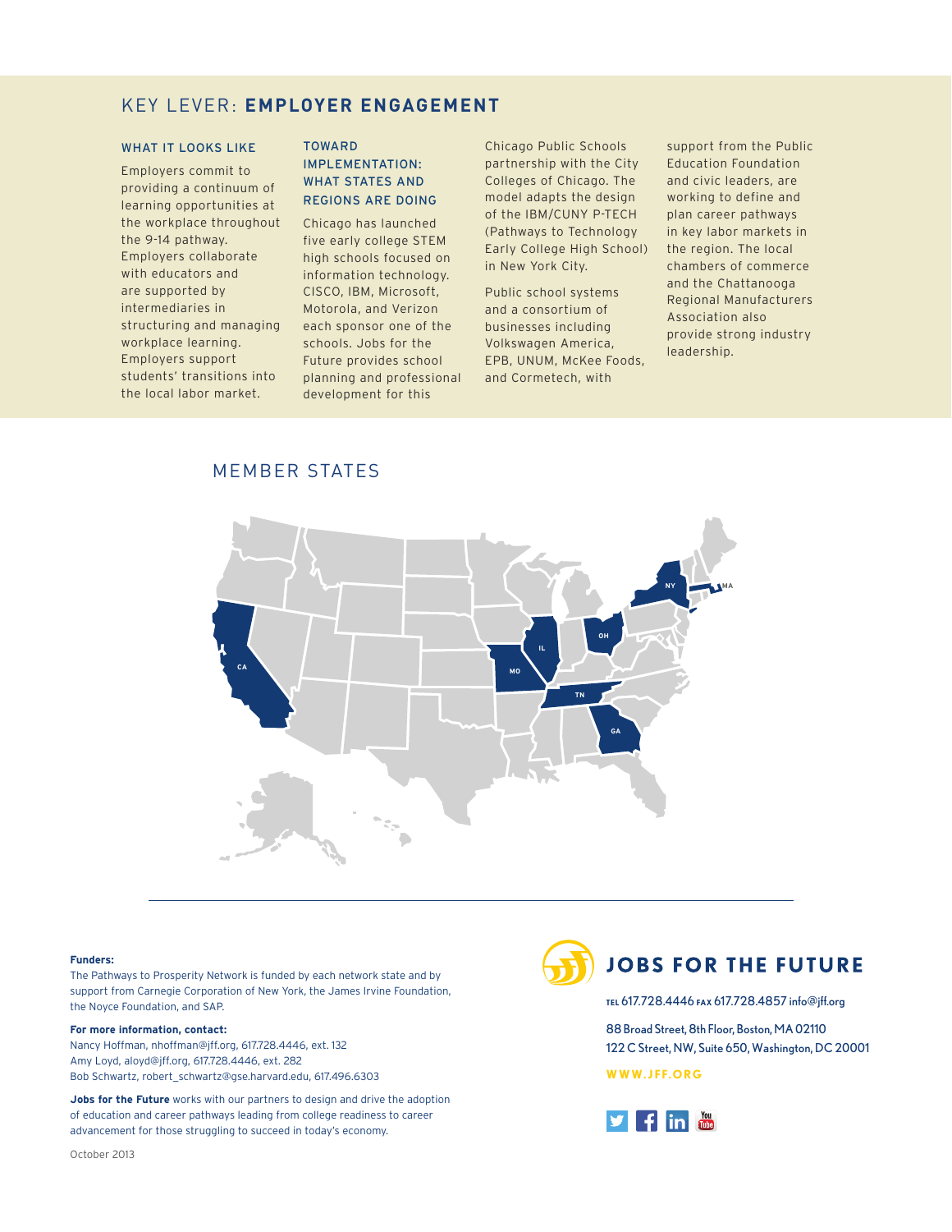## KEY LEVER: **EMPLOYER ENGAGEMENT**

### WHAT IT LOOKS LIKE

Employers commit to providing a continuum of learning opportunities at the workplace throughout the 9-14 pathway. Employers collaborate with educators and are supported by intermediaries in structuring and managing workplace learning. Employers support students' transitions into the local labor market.

### TOWARD IMPLEMENTATION: WHAT STATES AND REGIONS ARE DOING

Chicago has launched five early college STEM high schools focused on information technology. CISCO, IBM, Microsoft, Motorola, and Verizon each sponsor one of the schools. Jobs for the Future provides school planning and professional development for this Chicago Public Schools partnership with the City Colleges of Chicago. The model adapts the design of the IBM/CUNY P-TECH (Pathways to Technology Early College High School) in New York City.

Public school systems and a consortium of businesses including Volkswagen America, EPB, UNUM, McKee Foods, and Cormetech, with support from the Public Education Foundation and civic leaders, are working to define and plan career pathways in key labor markets in the region. The local chambers of commerce and the Chattanooga Regional Manufacturers Association also provide strong industry leadership.

## MEMBER STATES

CA
MO
IL
OH
TN
GA
NY
MA

---

**Funders:**
The Pathways to Prosperity Network is funded by each network state and by support from Carnegie Corporation of New York, the James Irvine Foundation, the Noyce Foundation, and SAP.

**For more information, contact:**
Nancy Hoffman, nhoffman@jff.org, 617.728.4446, ext. 132
Amy Loyd, aloyd@jff.org, 617.728.4446, ext. 282
Bob Schwartz, robert_schwartz@gse.harvard.edu, 617.496.6303

**Jobs for the Future** works with our partners to design and drive the adoption of education and career pathways leading from college readiness to career advancement for those struggling to succeed in today's economy.

October 2013

**JOBS FOR THE FUTURE**

TEL 617.728.4446 FAX 617.728.4857 info@jff.org

88 Broad Street, 8th Floor, Boston, MA 02110
122 C Street, NW, Suite 650, Washington, DC 20001

WWW.JFF.ORG